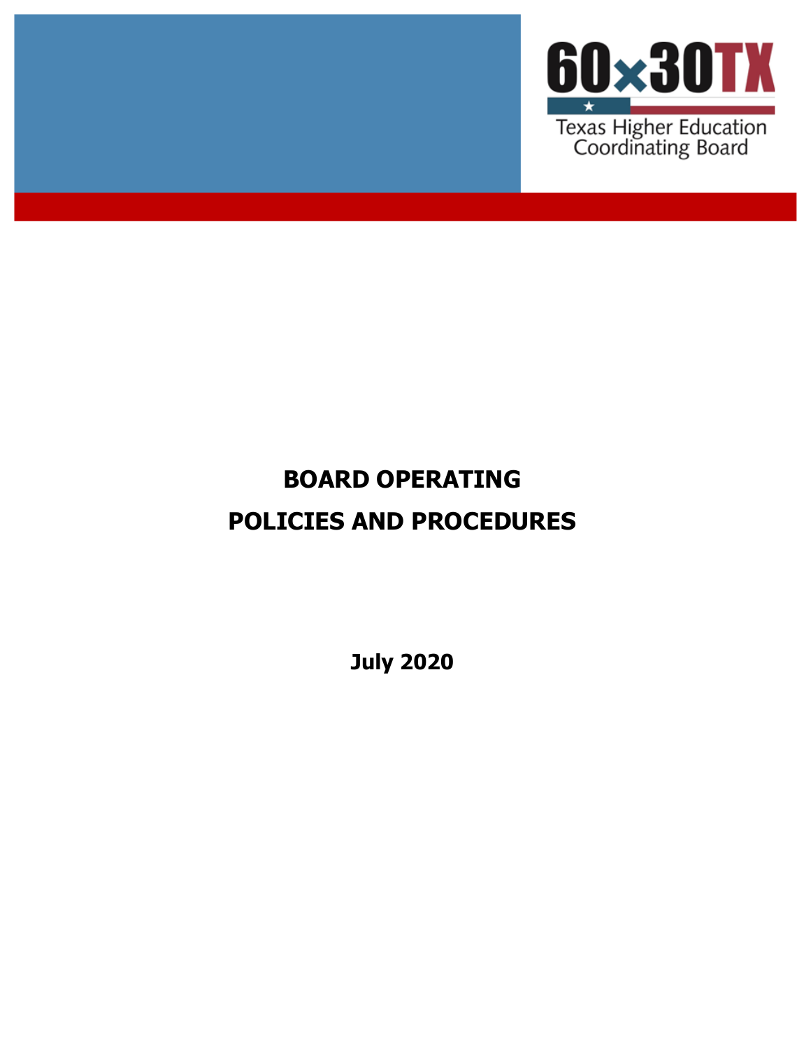60x30TX

Texas Higher Education Coordinating Board

# BOARD OPERATING POLICIES AND PROCEDURES

**July 2020**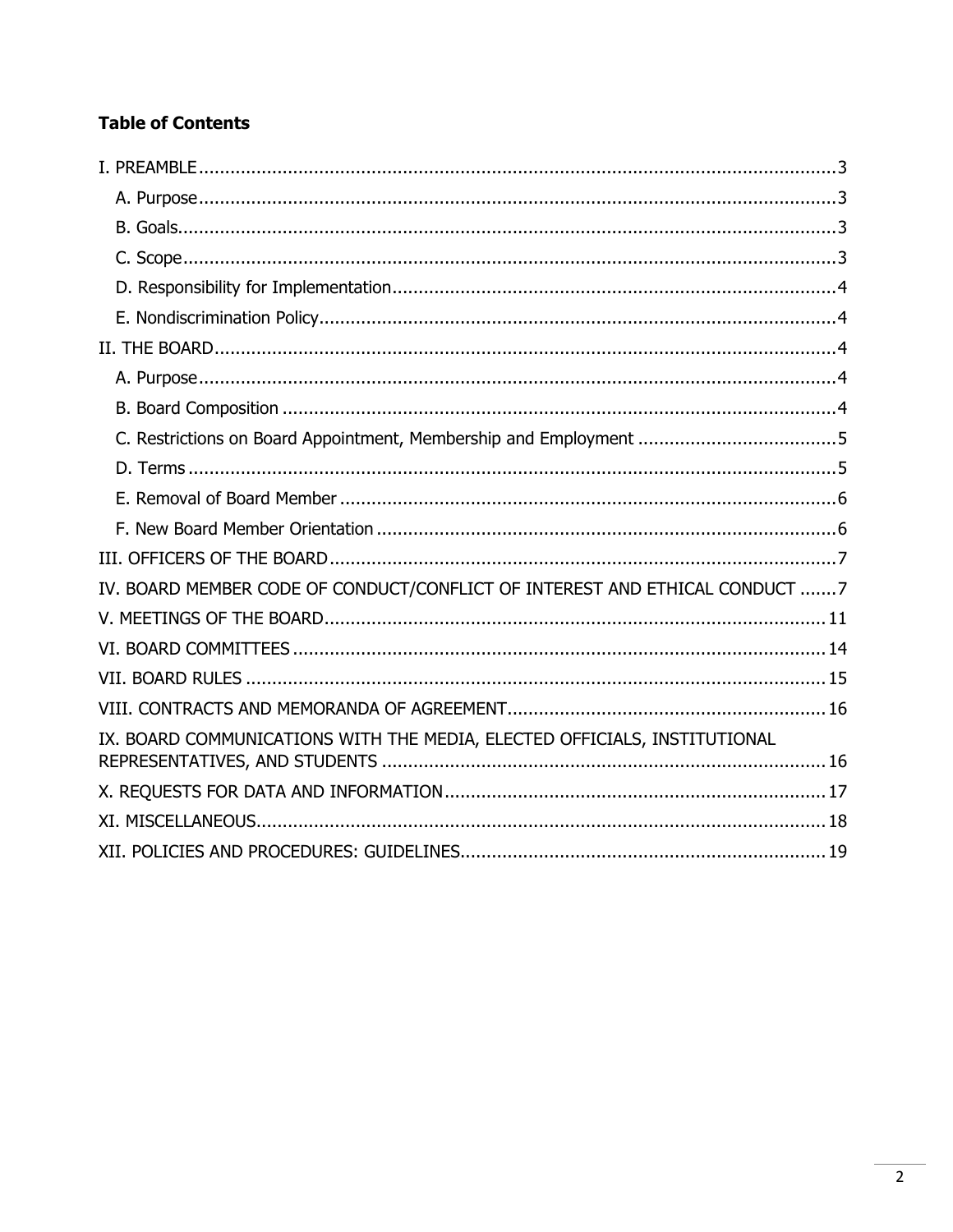**Table of Contents**

- I. PREAMBLE ... 3
  - A. Purpose ... 3
  - B. Goals ... 3
  - C. Scope ... 3
  - D. Responsibility for Implementation ... 4
  - E. Nondiscrimination Policy ... 4
- II. THE BOARD ... 4
  - A. Purpose ... 4
  - B. Board Composition ... 4
  - C. Restrictions on Board Appointment, Membership and Employment ... 5
  - D. Terms ... 5
  - E. Removal of Board Member ... 6
  - F. New Board Member Orientation ... 6
- III. OFFICERS OF THE BOARD ... 7
- IV. BOARD MEMBER CODE OF CONDUCT/CONFLICT OF INTEREST AND ETHICAL CONDUCT ... 7
- V. MEETINGS OF THE BOARD ... 11
- VI. BOARD COMMITTEES ... 14
- VII. BOARD RULES ... 15
- VIII. CONTRACTS AND MEMORANDA OF AGREEMENT ... 16
- IX. BOARD COMMUNICATIONS WITH THE MEDIA, ELECTED OFFICIALS, INSTITUTIONAL REPRESENTATIVES, AND STUDENTS ... 16
- X. REQUESTS FOR DATA AND INFORMATION ... 17
- XI. MISCELLANEOUS ... 18
- XII. POLICIES AND PROCEDURES: GUIDELINES ... 19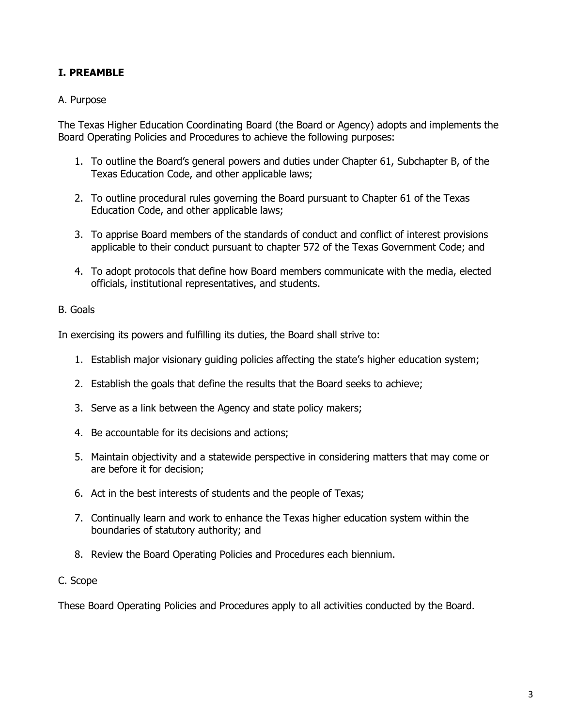## I. PREAMBLE

A. Purpose

The Texas Higher Education Coordinating Board (the Board or Agency) adopts and implements the Board Operating Policies and Procedures to achieve the following purposes:

1. To outline the Board's general powers and duties under Chapter 61, Subchapter B, of the Texas Education Code, and other applicable laws;

2. To outline procedural rules governing the Board pursuant to Chapter 61 of the Texas Education Code, and other applicable laws;

3. To apprise Board members of the standards of conduct and conflict of interest provisions applicable to their conduct pursuant to chapter 572 of the Texas Government Code; and

4. To adopt protocols that define how Board members communicate with the media, elected officials, institutional representatives, and students.

B. Goals

In exercising its powers and fulfilling its duties, the Board shall strive to:

1. Establish major visionary guiding policies affecting the state's higher education system;

2. Establish the goals that define the results that the Board seeks to achieve;

3. Serve as a link between the Agency and state policy makers;

4. Be accountable for its decisions and actions;

5. Maintain objectivity and a statewide perspective in considering matters that may come or are before it for decision;

6. Act in the best interests of students and the people of Texas;

7. Continually learn and work to enhance the Texas higher education system within the boundaries of statutory authority; and

8. Review the Board Operating Policies and Procedures each biennium.

C. Scope

These Board Operating Policies and Procedures apply to all activities conducted by the Board.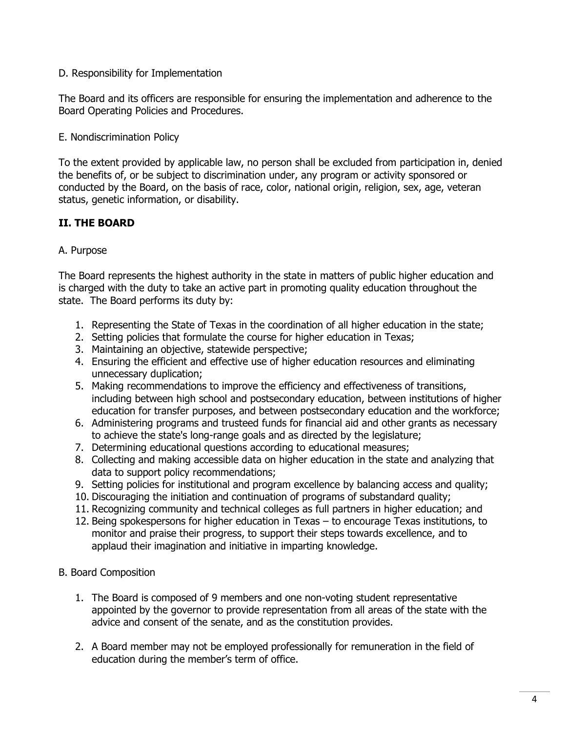D. Responsibility for Implementation

The Board and its officers are responsible for ensuring the implementation and adherence to the Board Operating Policies and Procedures.

E. Nondiscrimination Policy

To the extent provided by applicable law, no person shall be excluded from participation in, denied the benefits of, or be subject to discrimination under, any program or activity sponsored or conducted by the Board, on the basis of race, color, national origin, religion, sex, age, veteran status, genetic information, or disability.

## II. THE BOARD

A. Purpose

The Board represents the highest authority in the state in matters of public higher education and is charged with the duty to take an active part in promoting quality education throughout the state. The Board performs its duty by:

1. Representing the State of Texas in the coordination of all higher education in the state;
2. Setting policies that formulate the course for higher education in Texas;
3. Maintaining an objective, statewide perspective;
4. Ensuring the efficient and effective use of higher education resources and eliminating unnecessary duplication;
5. Making recommendations to improve the efficiency and effectiveness of transitions, including between high school and postsecondary education, between institutions of higher education for transfer purposes, and between postsecondary education and the workforce;
6. Administering programs and trusteed funds for financial aid and other grants as necessary to achieve the state's long-range goals and as directed by the legislature;
7. Determining educational questions according to educational measures;
8. Collecting and making accessible data on higher education in the state and analyzing that data to support policy recommendations;
9. Setting policies for institutional and program excellence by balancing access and quality;
10. Discouraging the initiation and continuation of programs of substandard quality;
11. Recognizing community and technical colleges as full partners in higher education; and
12. Being spokespersons for higher education in Texas – to encourage Texas institutions, to monitor and praise their progress, to support their steps towards excellence, and to applaud their imagination and initiative in imparting knowledge.

B. Board Composition

1. The Board is composed of 9 members and one non-voting student representative appointed by the governor to provide representation from all areas of the state with the advice and consent of the senate, and as the constitution provides.

2. A Board member may not be employed professionally for remuneration in the field of education during the member's term of office.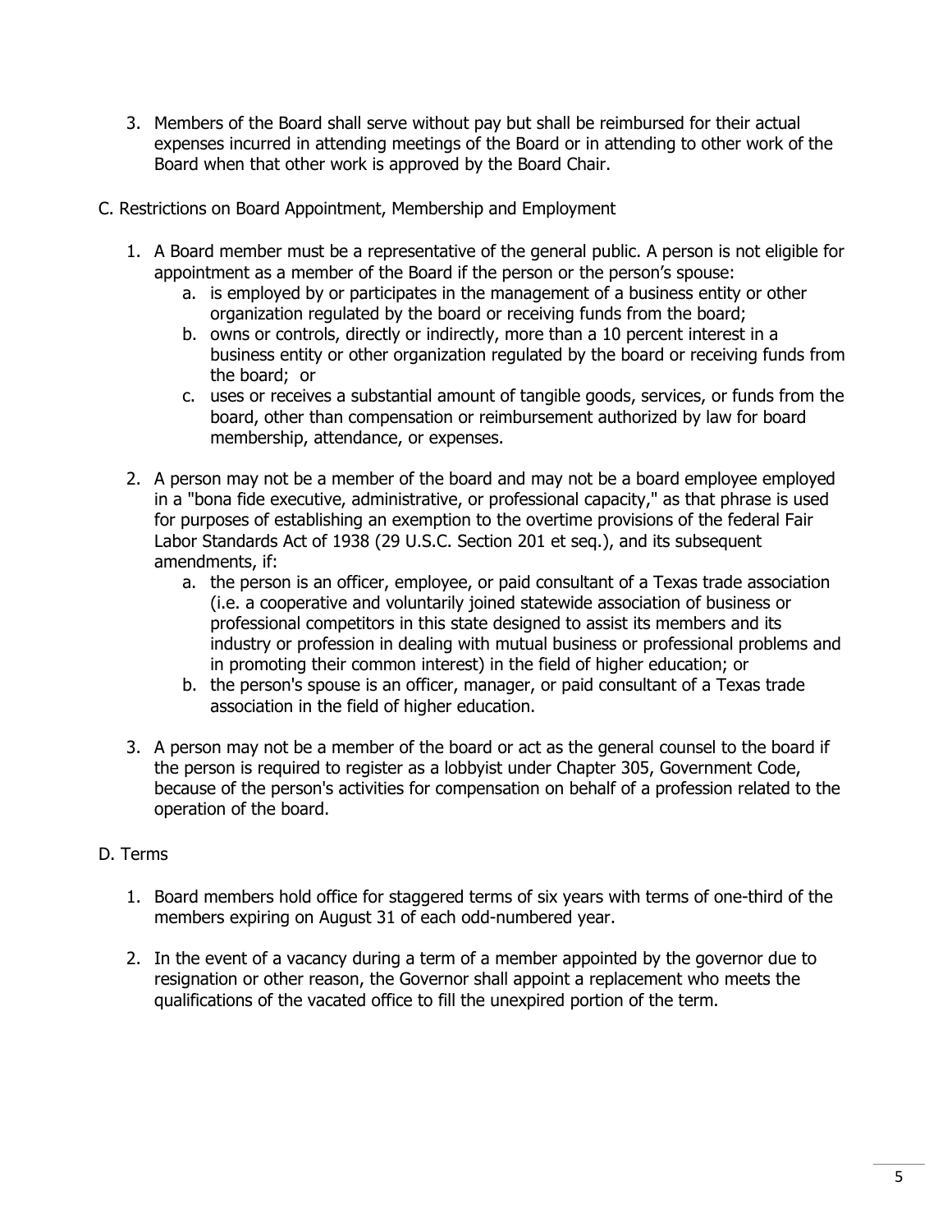3. Members of the Board shall serve without pay but shall be reimbursed for their actual expenses incurred in attending meetings of the Board or in attending to other work of the Board when that other work is approved by the Board Chair.

C. Restrictions on Board Appointment, Membership and Employment

1. A Board member must be a representative of the general public. A person is not eligible for appointment as a member of the Board if the person or the person's spouse:
   a. is employed by or participates in the management of a business entity or other organization regulated by the board or receiving funds from the board;
   b. owns or controls, directly or indirectly, more than a 10 percent interest in a business entity or other organization regulated by the board or receiving funds from the board; or
   c. uses or receives a substantial amount of tangible goods, services, or funds from the board, other than compensation or reimbursement authorized by law for board membership, attendance, or expenses.

2. A person may not be a member of the board and may not be a board employee employed in a "bona fide executive, administrative, or professional capacity," as that phrase is used for purposes of establishing an exemption to the overtime provisions of the federal Fair Labor Standards Act of 1938 (29 U.S.C. Section 201 et seq.), and its subsequent amendments, if:
   a. the person is an officer, employee, or paid consultant of a Texas trade association (i.e. a cooperative and voluntarily joined statewide association of business or professional competitors in this state designed to assist its members and its industry or profession in dealing with mutual business or professional problems and in promoting their common interest) in the field of higher education; or
   b. the person's spouse is an officer, manager, or paid consultant of a Texas trade association in the field of higher education.

3. A person may not be a member of the board or act as the general counsel to the board if the person is required to register as a lobbyist under Chapter 305, Government Code, because of the person's activities for compensation on behalf of a profession related to the operation of the board.

D. Terms

1. Board members hold office for staggered terms of six years with terms of one-third of the members expiring on August 31 of each odd-numbered year.

2. In the event of a vacancy during a term of a member appointed by the governor due to resignation or other reason, the Governor shall appoint a replacement who meets the qualifications of the vacated office to fill the unexpired portion of the term.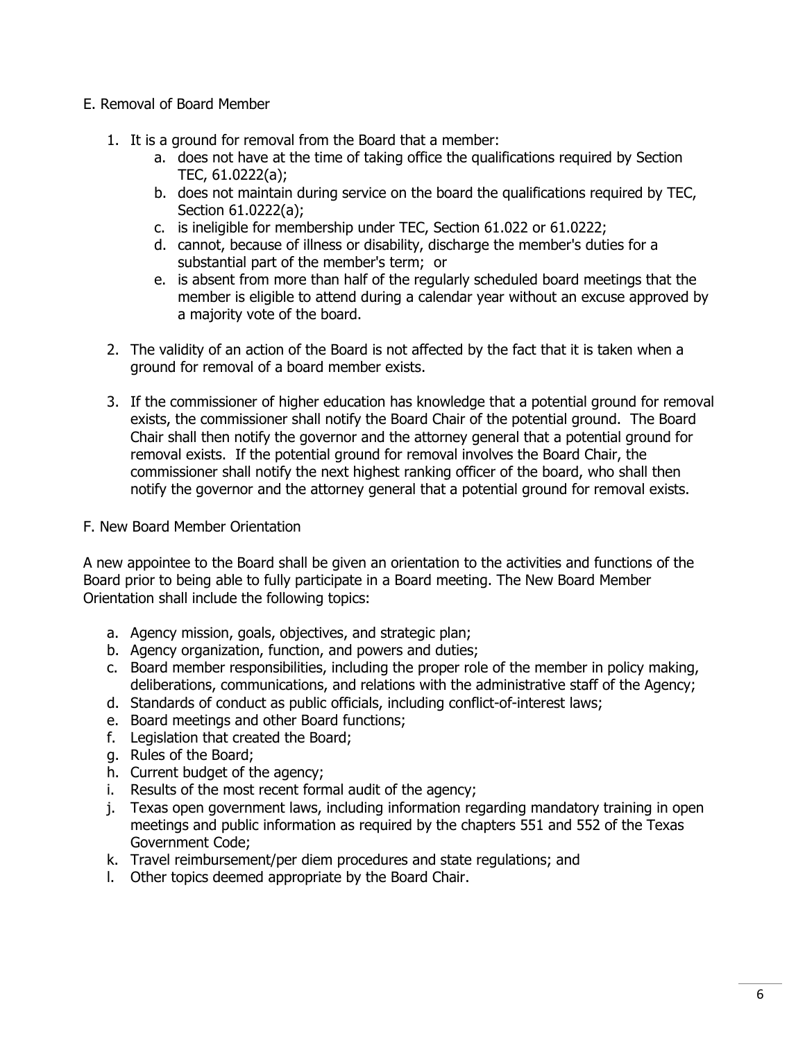## E. Removal of Board Member

1. It is a ground for removal from the Board that a member:
   a. does not have at the time of taking office the qualifications required by Section TEC, 61.0222(a);
   b. does not maintain during service on the board the qualifications required by TEC, Section 61.0222(a);
   c. is ineligible for membership under TEC, Section 61.022 or 61.0222;
   d. cannot, because of illness or disability, discharge the member's duties for a substantial part of the member's term; or
   e. is absent from more than half of the regularly scheduled board meetings that the member is eligible to attend during a calendar year without an excuse approved by a majority vote of the board.

2. The validity of an action of the Board is not affected by the fact that it is taken when a ground for removal of a board member exists.

3. If the commissioner of higher education has knowledge that a potential ground for removal exists, the commissioner shall notify the Board Chair of the potential ground. The Board Chair shall then notify the governor and the attorney general that a potential ground for removal exists. If the potential ground for removal involves the Board Chair, the commissioner shall notify the next highest ranking officer of the board, who shall then notify the governor and the attorney general that a potential ground for removal exists.

## F. New Board Member Orientation

A new appointee to the Board shall be given an orientation to the activities and functions of the Board prior to being able to fully participate in a Board meeting. The New Board Member Orientation shall include the following topics:

a. Agency mission, goals, objectives, and strategic plan;
b. Agency organization, function, and powers and duties;
c. Board member responsibilities, including the proper role of the member in policy making, deliberations, communications, and relations with the administrative staff of the Agency;
d. Standards of conduct as public officials, including conflict-of-interest laws;
e. Board meetings and other Board functions;
f. Legislation that created the Board;
g. Rules of the Board;
h. Current budget of the agency;
i. Results of the most recent formal audit of the agency;
j. Texas open government laws, including information regarding mandatory training in open meetings and public information as required by the chapters 551 and 552 of the Texas Government Code;
k. Travel reimbursement/per diem procedures and state regulations; and
l. Other topics deemed appropriate by the Board Chair.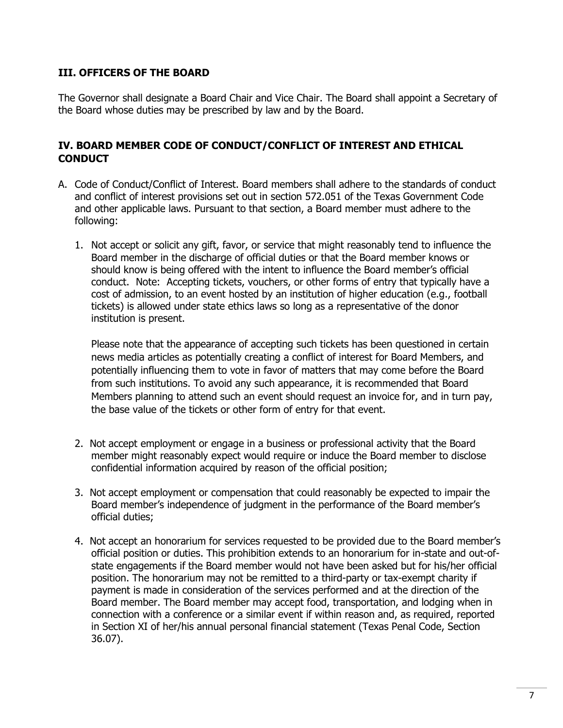## III. OFFICERS OF THE BOARD

The Governor shall designate a Board Chair and Vice Chair. The Board shall appoint a Secretary of the Board whose duties may be prescribed by law and by the Board.

## IV. BOARD MEMBER CODE OF CONDUCT/CONFLICT OF INTEREST AND ETHICAL CONDUCT

A. Code of Conduct/Conflict of Interest. Board members shall adhere to the standards of conduct and conflict of interest provisions set out in section 572.051 of the Texas Government Code and other applicable laws. Pursuant to that section, a Board member must adhere to the following:

   1. Not accept or solicit any gift, favor, or service that might reasonably tend to influence the Board member in the discharge of official duties or that the Board member knows or should know is being offered with the intent to influence the Board member's official conduct. Note: Accepting tickets, vouchers, or other forms of entry that typically have a cost of admission, to an event hosted by an institution of higher education (e.g., football tickets) is allowed under state ethics laws so long as a representative of the donor institution is present.

      Please note that the appearance of accepting such tickets has been questioned in certain news media articles as potentially creating a conflict of interest for Board Members, and potentially influencing them to vote in favor of matters that may come before the Board from such institutions. To avoid any such appearance, it is recommended that Board Members planning to attend such an event should request an invoice for, and in turn pay, the base value of the tickets or other form of entry for that event.

   2. Not accept employment or engage in a business or professional activity that the Board member might reasonably expect would require or induce the Board member to disclose confidential information acquired by reason of the official position;

   3. Not accept employment or compensation that could reasonably be expected to impair the Board member's independence of judgment in the performance of the Board member's official duties;

   4. Not accept an honorarium for services requested to be provided due to the Board member's official position or duties. This prohibition extends to an honorarium for in-state and out-of-state engagements if the Board member would not have been asked but for his/her official position. The honorarium may not be remitted to a third-party or tax-exempt charity if payment is made in consideration of the services performed and at the direction of the Board member. The Board member may accept food, transportation, and lodging when in connection with a conference or a similar event if within reason and, as required, reported in Section XI of her/his annual personal financial statement (Texas Penal Code, Section 36.07).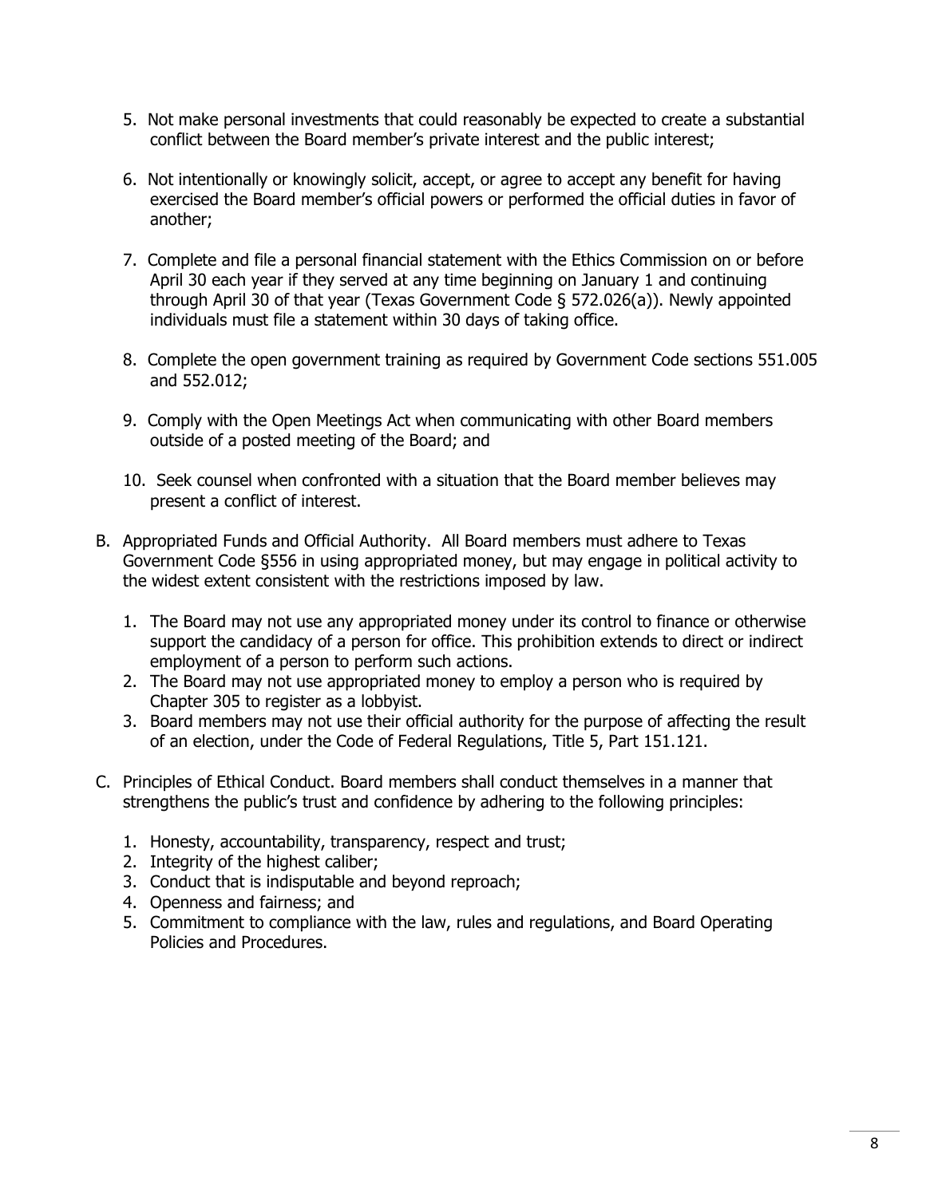5. Not make personal investments that could reasonably be expected to create a substantial conflict between the Board member's private interest and the public interest;

6. Not intentionally or knowingly solicit, accept, or agree to accept any benefit for having exercised the Board member's official powers or performed the official duties in favor of another;

7. Complete and file a personal financial statement with the Ethics Commission on or before April 30 each year if they served at any time beginning on January 1 and continuing through April 30 of that year (Texas Government Code § 572.026(a)). Newly appointed individuals must file a statement within 30 days of taking office.

8. Complete the open government training as required by Government Code sections 551.005 and 552.012;

9. Comply with the Open Meetings Act when communicating with other Board members outside of a posted meeting of the Board; and

10. Seek counsel when confronted with a situation that the Board member believes may present a conflict of interest.

B. Appropriated Funds and Official Authority. All Board members must adhere to Texas Government Code §556 in using appropriated money, but may engage in political activity to the widest extent consistent with the restrictions imposed by law.

   1. The Board may not use any appropriated money under its control to finance or otherwise support the candidacy of a person for office. This prohibition extends to direct or indirect employment of a person to perform such actions.
   2. The Board may not use appropriated money to employ a person who is required by Chapter 305 to register as a lobbyist.
   3. Board members may not use their official authority for the purpose of affecting the result of an election, under the Code of Federal Regulations, Title 5, Part 151.121.

C. Principles of Ethical Conduct. Board members shall conduct themselves in a manner that strengthens the public's trust and confidence by adhering to the following principles:

   1. Honesty, accountability, transparency, respect and trust;
   2. Integrity of the highest caliber;
   3. Conduct that is indisputable and beyond reproach;
   4. Openness and fairness; and
   5. Commitment to compliance with the law, rules and regulations, and Board Operating Policies and Procedures.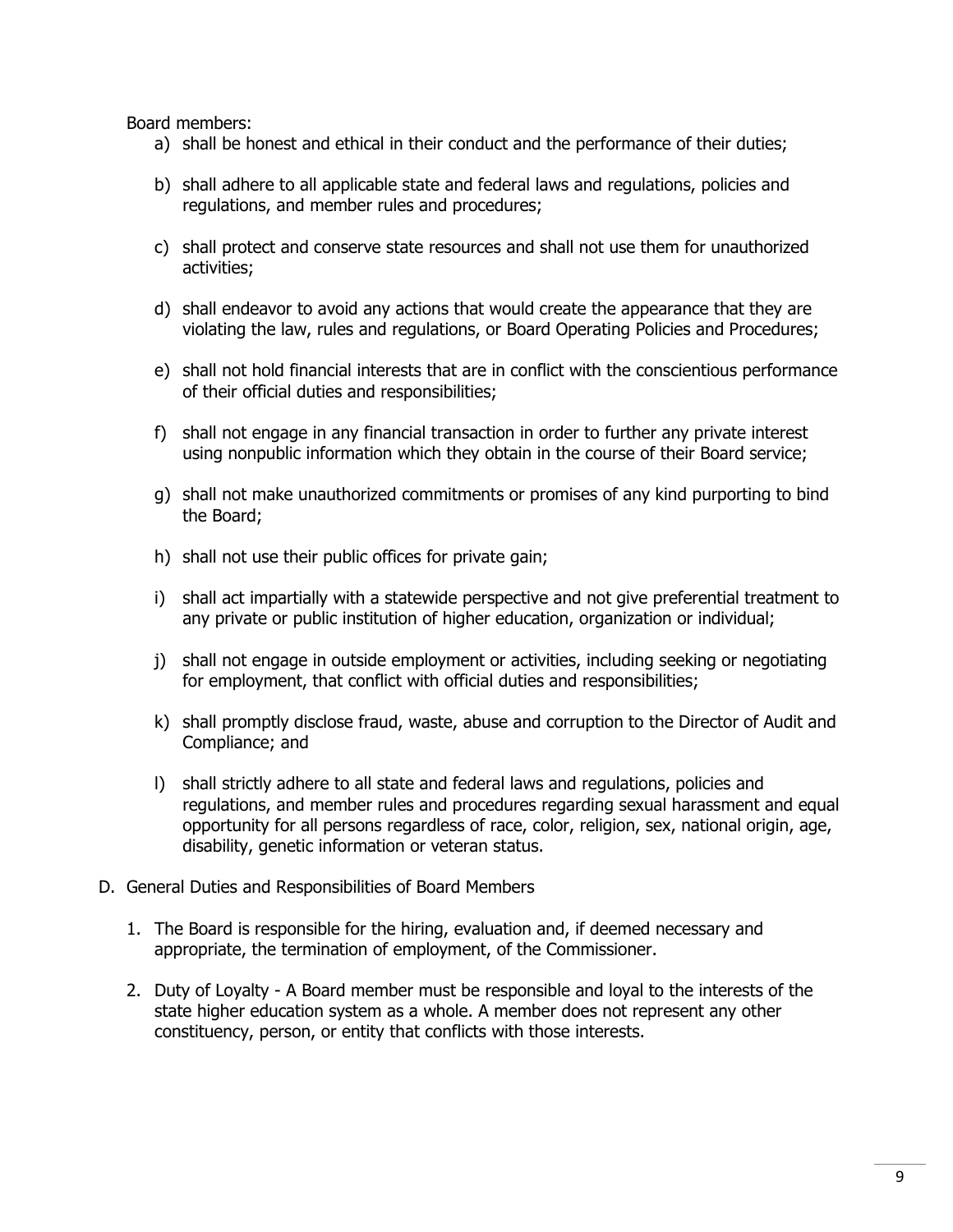Board members:

a) shall be honest and ethical in their conduct and the performance of their duties;

b) shall adhere to all applicable state and federal laws and regulations, policies and regulations, and member rules and procedures;

c) shall protect and conserve state resources and shall not use them for unauthorized activities;

d) shall endeavor to avoid any actions that would create the appearance that they are violating the law, rules and regulations, or Board Operating Policies and Procedures;

e) shall not hold financial interests that are in conflict with the conscientious performance of their official duties and responsibilities;

f) shall not engage in any financial transaction in order to further any private interest using nonpublic information which they obtain in the course of their Board service;

g) shall not make unauthorized commitments or promises of any kind purporting to bind the Board;

h) shall not use their public offices for private gain;

i) shall act impartially with a statewide perspective and not give preferential treatment to any private or public institution of higher education, organization or individual;

j) shall not engage in outside employment or activities, including seeking or negotiating for employment, that conflict with official duties and responsibilities;

k) shall promptly disclose fraud, waste, abuse and corruption to the Director of Audit and Compliance; and

l) shall strictly adhere to all state and federal laws and regulations, policies and regulations, and member rules and procedures regarding sexual harassment and equal opportunity for all persons regardless of race, color, religion, sex, national origin, age, disability, genetic information or veteran status.

D. General Duties and Responsibilities of Board Members

1. The Board is responsible for the hiring, evaluation and, if deemed necessary and appropriate, the termination of employment, of the Commissioner.

2. Duty of Loyalty - A Board member must be responsible and loyal to the interests of the state higher education system as a whole. A member does not represent any other constituency, person, or entity that conflicts with those interests.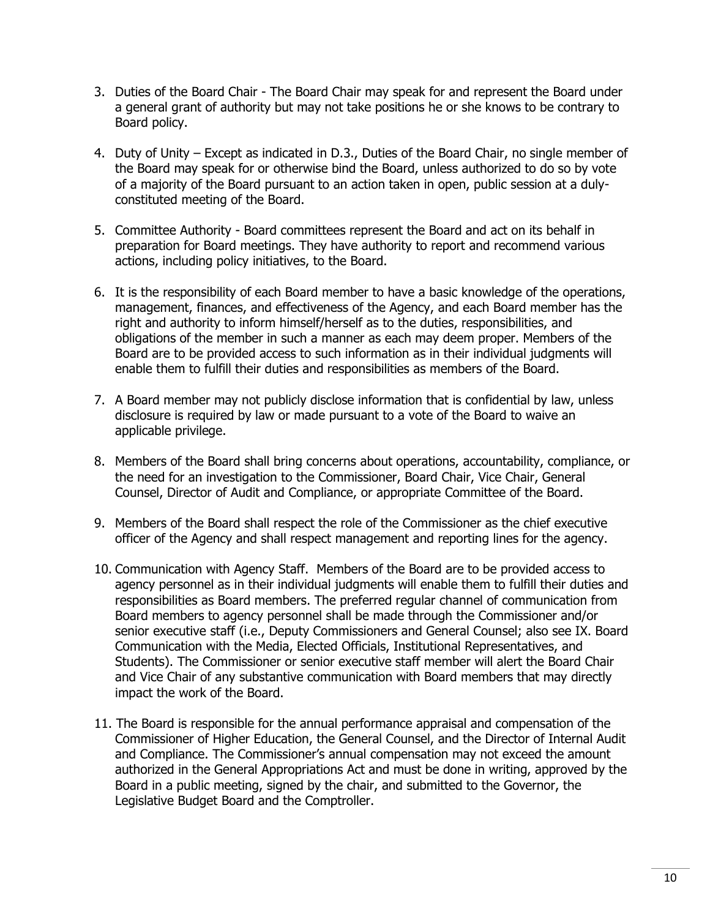3. Duties of the Board Chair - The Board Chair may speak for and represent the Board under a general grant of authority but may not take positions he or she knows to be contrary to Board policy.

4. Duty of Unity – Except as indicated in D.3., Duties of the Board Chair, no single member of the Board may speak for or otherwise bind the Board, unless authorized to do so by vote of a majority of the Board pursuant to an action taken in open, public session at a duly-constituted meeting of the Board.

5. Committee Authority - Board committees represent the Board and act on its behalf in preparation for Board meetings. They have authority to report and recommend various actions, including policy initiatives, to the Board.

6. It is the responsibility of each Board member to have a basic knowledge of the operations, management, finances, and effectiveness of the Agency, and each Board member has the right and authority to inform himself/herself as to the duties, responsibilities, and obligations of the member in such a manner as each may deem proper. Members of the Board are to be provided access to such information as in their individual judgments will enable them to fulfill their duties and responsibilities as members of the Board.

7. A Board member may not publicly disclose information that is confidential by law, unless disclosure is required by law or made pursuant to a vote of the Board to waive an applicable privilege.

8. Members of the Board shall bring concerns about operations, accountability, compliance, or the need for an investigation to the Commissioner, Board Chair, Vice Chair, General Counsel, Director of Audit and Compliance, or appropriate Committee of the Board.

9. Members of the Board shall respect the role of the Commissioner as the chief executive officer of the Agency and shall respect management and reporting lines for the agency.

10. Communication with Agency Staff. Members of the Board are to be provided access to agency personnel as in their individual judgments will enable them to fulfill their duties and responsibilities as Board members. The preferred regular channel of communication from Board members to agency personnel shall be made through the Commissioner and/or senior executive staff (i.e., Deputy Commissioners and General Counsel; also see IX. Board Communication with the Media, Elected Officials, Institutional Representatives, and Students). The Commissioner or senior executive staff member will alert the Board Chair and Vice Chair of any substantive communication with Board members that may directly impact the work of the Board.

11. The Board is responsible for the annual performance appraisal and compensation of the Commissioner of Higher Education, the General Counsel, and the Director of Internal Audit and Compliance. The Commissioner's annual compensation may not exceed the amount authorized in the General Appropriations Act and must be done in writing, approved by the Board in a public meeting, signed by the chair, and submitted to the Governor, the Legislative Budget Board and the Comptroller.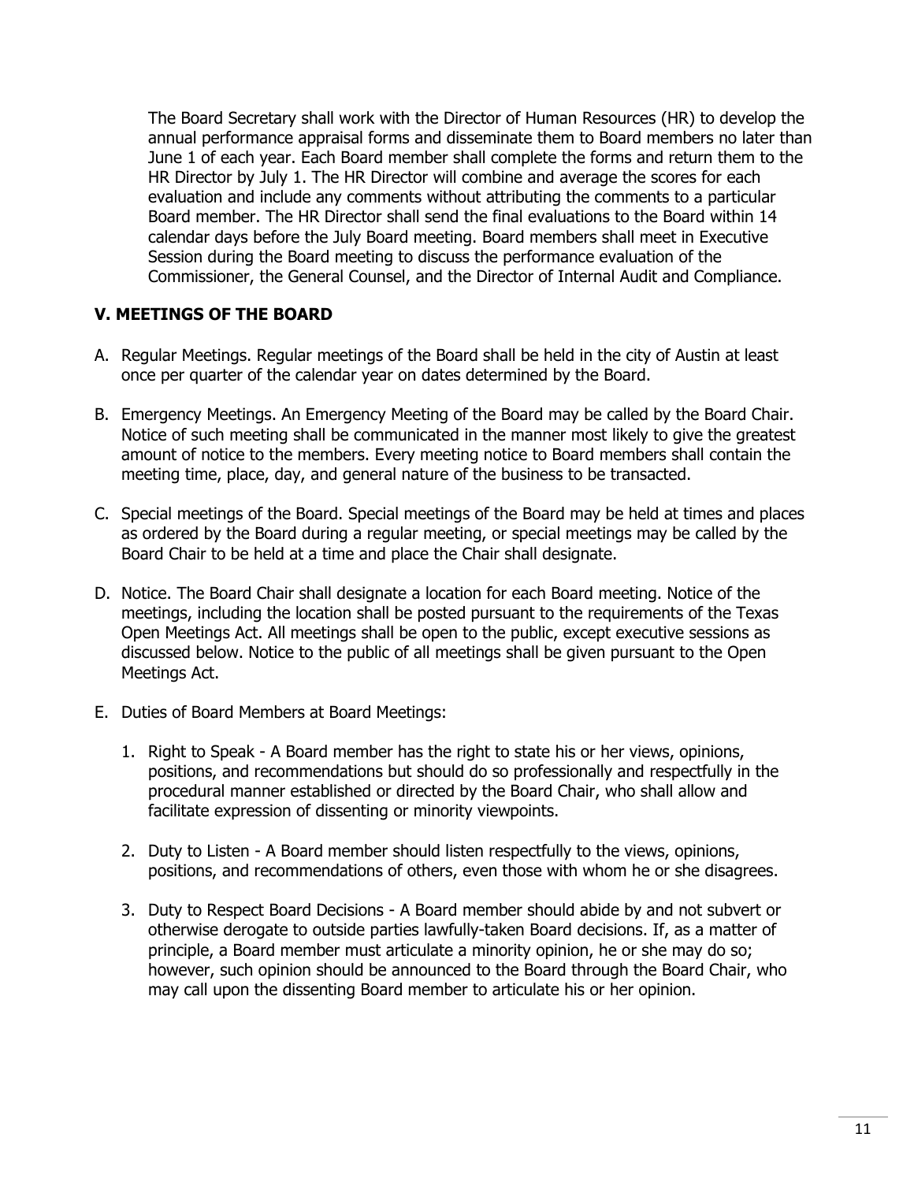The Board Secretary shall work with the Director of Human Resources (HR) to develop the annual performance appraisal forms and disseminate them to Board members no later than June 1 of each year. Each Board member shall complete the forms and return them to the HR Director by July 1. The HR Director will combine and average the scores for each evaluation and include any comments without attributing the comments to a particular Board member. The HR Director shall send the final evaluations to the Board within 14 calendar days before the July Board meeting. Board members shall meet in Executive Session during the Board meeting to discuss the performance evaluation of the Commissioner, the General Counsel, and the Director of Internal Audit and Compliance.

## V. MEETINGS OF THE BOARD

A. Regular Meetings. Regular meetings of the Board shall be held in the city of Austin at least once per quarter of the calendar year on dates determined by the Board.

B. Emergency Meetings. An Emergency Meeting of the Board may be called by the Board Chair. Notice of such meeting shall be communicated in the manner most likely to give the greatest amount of notice to the members. Every meeting notice to Board members shall contain the meeting time, place, day, and general nature of the business to be transacted.

C. Special meetings of the Board. Special meetings of the Board may be held at times and places as ordered by the Board during a regular meeting, or special meetings may be called by the Board Chair to be held at a time and place the Chair shall designate.

D. Notice. The Board Chair shall designate a location for each Board meeting. Notice of the meetings, including the location shall be posted pursuant to the requirements of the Texas Open Meetings Act. All meetings shall be open to the public, except executive sessions as discussed below. Notice to the public of all meetings shall be given pursuant to the Open Meetings Act.

E. Duties of Board Members at Board Meetings:

   1. Right to Speak - A Board member has the right to state his or her views, opinions, positions, and recommendations but should do so professionally and respectfully in the procedural manner established or directed by the Board Chair, who shall allow and facilitate expression of dissenting or minority viewpoints.

   2. Duty to Listen - A Board member should listen respectfully to the views, opinions, positions, and recommendations of others, even those with whom he or she disagrees.

   3. Duty to Respect Board Decisions - A Board member should abide by and not subvert or otherwise derogate to outside parties lawfully-taken Board decisions. If, as a matter of principle, a Board member must articulate a minority opinion, he or she may do so; however, such opinion should be announced to the Board through the Board Chair, who may call upon the dissenting Board member to articulate his or her opinion.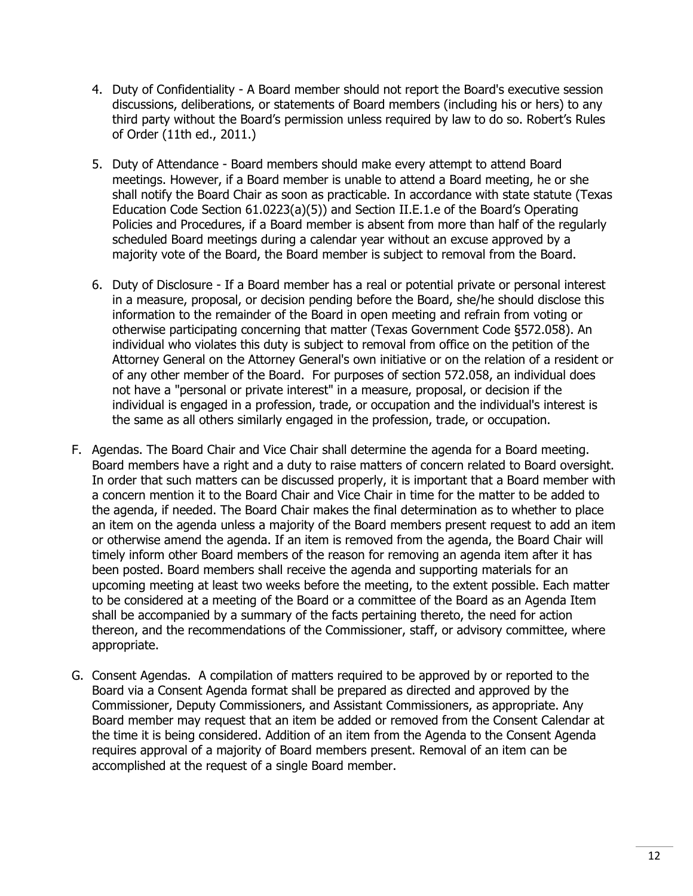4. Duty of Confidentiality - A Board member should not report the Board's executive session discussions, deliberations, or statements of Board members (including his or hers) to any third party without the Board's permission unless required by law to do so. Robert's Rules of Order (11th ed., 2011.)

5. Duty of Attendance - Board members should make every attempt to attend Board meetings. However, if a Board member is unable to attend a Board meeting, he or she shall notify the Board Chair as soon as practicable. In accordance with state statute (Texas Education Code Section 61.0223(a)(5)) and Section II.E.1.e of the Board's Operating Policies and Procedures, if a Board member is absent from more than half of the regularly scheduled Board meetings during a calendar year without an excuse approved by a majority vote of the Board, the Board member is subject to removal from the Board.

6. Duty of Disclosure - If a Board member has a real or potential private or personal interest in a measure, proposal, or decision pending before the Board, she/he should disclose this information to the remainder of the Board in open meeting and refrain from voting or otherwise participating concerning that matter (Texas Government Code §572.058). An individual who violates this duty is subject to removal from office on the petition of the Attorney General on the Attorney General's own initiative or on the relation of a resident or of any other member of the Board. For purposes of section 572.058, an individual does not have a "personal or private interest" in a measure, proposal, or decision if the individual is engaged in a profession, trade, or occupation and the individual's interest is the same as all others similarly engaged in the profession, trade, or occupation.

F. Agendas. The Board Chair and Vice Chair shall determine the agenda for a Board meeting. Board members have a right and a duty to raise matters of concern related to Board oversight. In order that such matters can be discussed properly, it is important that a Board member with a concern mention it to the Board Chair and Vice Chair in time for the matter to be added to the agenda, if needed. The Board Chair makes the final determination as to whether to place an item on the agenda unless a majority of the Board members present request to add an item or otherwise amend the agenda. If an item is removed from the agenda, the Board Chair will timely inform other Board members of the reason for removing an agenda item after it has been posted. Board members shall receive the agenda and supporting materials for an upcoming meeting at least two weeks before the meeting, to the extent possible. Each matter to be considered at a meeting of the Board or a committee of the Board as an Agenda Item shall be accompanied by a summary of the facts pertaining thereto, the need for action thereon, and the recommendations of the Commissioner, staff, or advisory committee, where appropriate.

G. Consent Agendas. A compilation of matters required to be approved by or reported to the Board via a Consent Agenda format shall be prepared as directed and approved by the Commissioner, Deputy Commissioners, and Assistant Commissioners, as appropriate. Any Board member may request that an item be added or removed from the Consent Calendar at the time it is being considered. Addition of an item from the Agenda to the Consent Agenda requires approval of a majority of Board members present. Removal of an item can be accomplished at the request of a single Board member.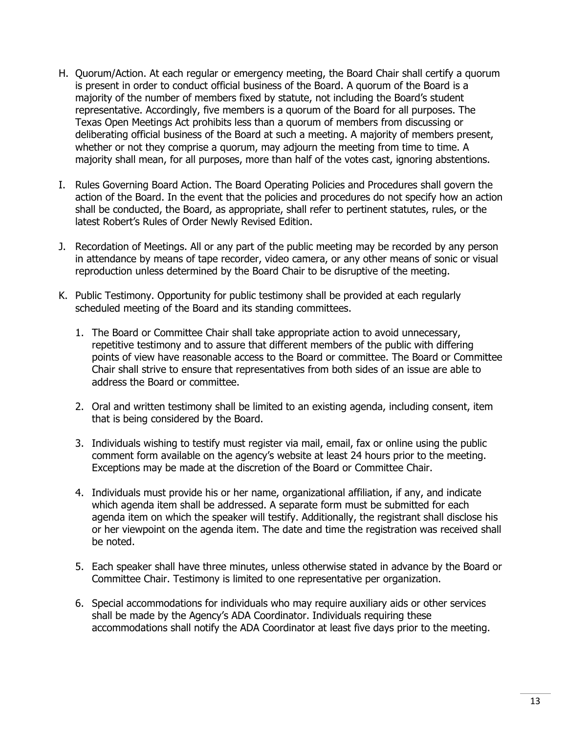H. Quorum/Action. At each regular or emergency meeting, the Board Chair shall certify a quorum is present in order to conduct official business of the Board. A quorum of the Board is a majority of the number of members fixed by statute, not including the Board's student representative. Accordingly, five members is a quorum of the Board for all purposes. The Texas Open Meetings Act prohibits less than a quorum of members from discussing or deliberating official business of the Board at such a meeting. A majority of members present, whether or not they comprise a quorum, may adjourn the meeting from time to time. A majority shall mean, for all purposes, more than half of the votes cast, ignoring abstentions.

I. Rules Governing Board Action. The Board Operating Policies and Procedures shall govern the action of the Board. In the event that the policies and procedures do not specify how an action shall be conducted, the Board, as appropriate, shall refer to pertinent statutes, rules, or the latest Robert's Rules of Order Newly Revised Edition.

J. Recordation of Meetings. All or any part of the public meeting may be recorded by any person in attendance by means of tape recorder, video camera, or any other means of sonic or visual reproduction unless determined by the Board Chair to be disruptive of the meeting.

K. Public Testimony. Opportunity for public testimony shall be provided at each regularly scheduled meeting of the Board and its standing committees.

1. The Board or Committee Chair shall take appropriate action to avoid unnecessary, repetitive testimony and to assure that different members of the public with differing points of view have reasonable access to the Board or committee. The Board or Committee Chair shall strive to ensure that representatives from both sides of an issue are able to address the Board or committee.

2. Oral and written testimony shall be limited to an existing agenda, including consent, item that is being considered by the Board.

3. Individuals wishing to testify must register via mail, email, fax or online using the public comment form available on the agency's website at least 24 hours prior to the meeting. Exceptions may be made at the discretion of the Board or Committee Chair.

4. Individuals must provide his or her name, organizational affiliation, if any, and indicate which agenda item shall be addressed. A separate form must be submitted for each agenda item on which the speaker will testify. Additionally, the registrant shall disclose his or her viewpoint on the agenda item. The date and time the registration was received shall be noted.

5. Each speaker shall have three minutes, unless otherwise stated in advance by the Board or Committee Chair. Testimony is limited to one representative per organization.

6. Special accommodations for individuals who may require auxiliary aids or other services shall be made by the Agency's ADA Coordinator. Individuals requiring these accommodations shall notify the ADA Coordinator at least five days prior to the meeting.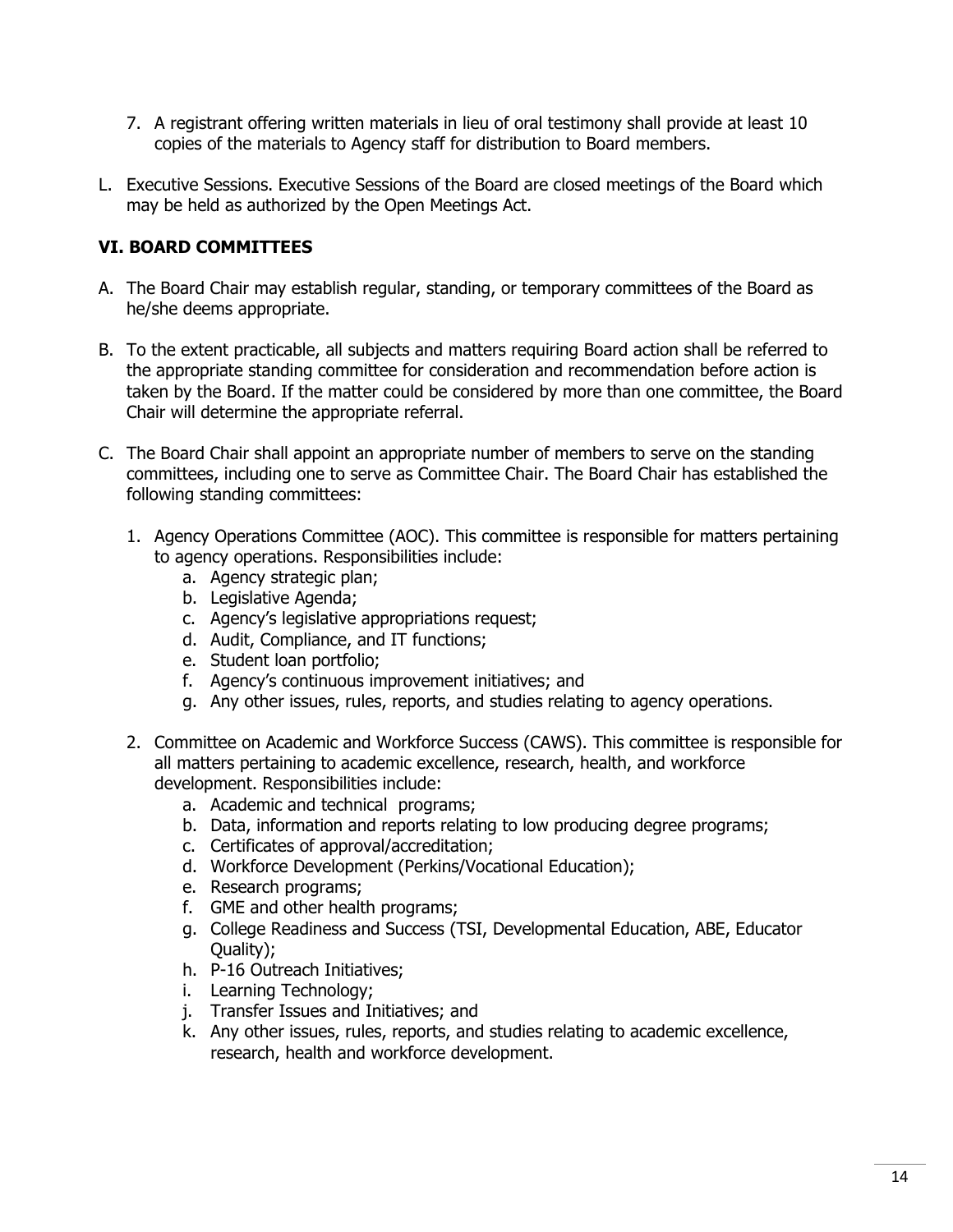7. A registrant offering written materials in lieu of oral testimony shall provide at least 10 copies of the materials to Agency staff for distribution to Board members.

L. Executive Sessions. Executive Sessions of the Board are closed meetings of the Board which may be held as authorized by the Open Meetings Act.

## VI. BOARD COMMITTEES

A. The Board Chair may establish regular, standing, or temporary committees of the Board as he/she deems appropriate.

B. To the extent practicable, all subjects and matters requiring Board action shall be referred to the appropriate standing committee for consideration and recommendation before action is taken by the Board. If the matter could be considered by more than one committee, the Board Chair will determine the appropriate referral.

C. The Board Chair shall appoint an appropriate number of members to serve on the standing committees, including one to serve as Committee Chair. The Board Chair has established the following standing committees:

   1. Agency Operations Committee (AOC). This committee is responsible for matters pertaining to agency operations. Responsibilities include:
      a. Agency strategic plan;
      b. Legislative Agenda;
      c. Agency's legislative appropriations request;
      d. Audit, Compliance, and IT functions;
      e. Student loan portfolio;
      f. Agency's continuous improvement initiatives; and
      g. Any other issues, rules, reports, and studies relating to agency operations.

   2. Committee on Academic and Workforce Success (CAWS). This committee is responsible for all matters pertaining to academic excellence, research, health, and workforce development. Responsibilities include:
      a. Academic and technical programs;
      b. Data, information and reports relating to low producing degree programs;
      c. Certificates of approval/accreditation;
      d. Workforce Development (Perkins/Vocational Education);
      e. Research programs;
      f. GME and other health programs;
      g. College Readiness and Success (TSI, Developmental Education, ABE, Educator Quality);
      h. P-16 Outreach Initiatives;
      i. Learning Technology;
      j. Transfer Issues and Initiatives; and
      k. Any other issues, rules, reports, and studies relating to academic excellence, research, health and workforce development.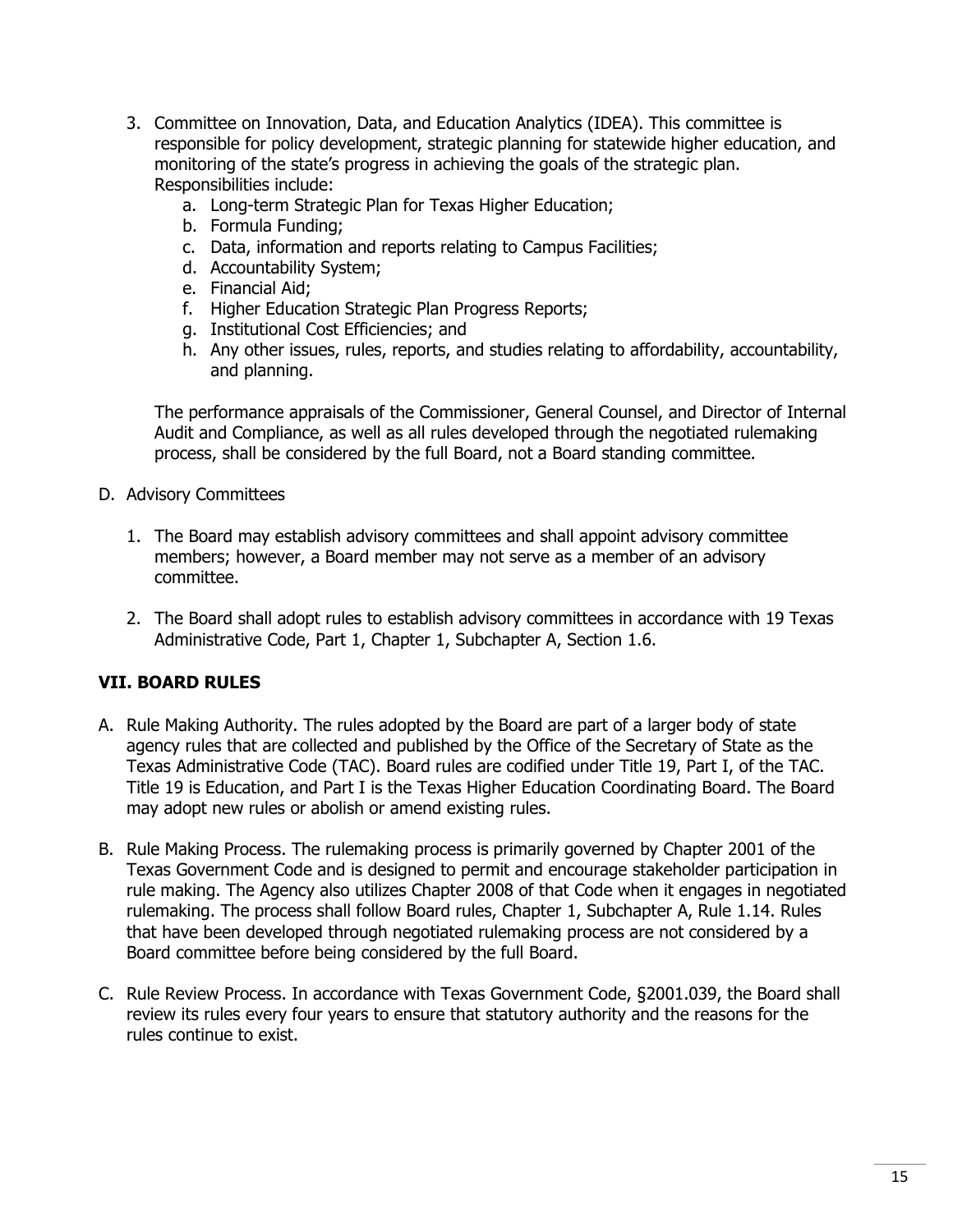3. Committee on Innovation, Data, and Education Analytics (IDEA). This committee is responsible for policy development, strategic planning for statewide higher education, and monitoring of the state's progress in achieving the goals of the strategic plan. Responsibilities include:
   a. Long-term Strategic Plan for Texas Higher Education;
   b. Formula Funding;
   c. Data, information and reports relating to Campus Facilities;
   d. Accountability System;
   e. Financial Aid;
   f. Higher Education Strategic Plan Progress Reports;
   g. Institutional Cost Efficiencies; and
   h. Any other issues, rules, reports, and studies relating to affordability, accountability, and planning.

   The performance appraisals of the Commissioner, General Counsel, and Director of Internal Audit and Compliance, as well as all rules developed through the negotiated rulemaking process, shall be considered by the full Board, not a Board standing committee.

D. Advisory Committees

   1. The Board may establish advisory committees and shall appoint advisory committee members; however, a Board member may not serve as a member of an advisory committee.

   2. The Board shall adopt rules to establish advisory committees in accordance with 19 Texas Administrative Code, Part 1, Chapter 1, Subchapter A, Section 1.6.

## VII. BOARD RULES

A. Rule Making Authority. The rules adopted by the Board are part of a larger body of state agency rules that are collected and published by the Office of the Secretary of State as the Texas Administrative Code (TAC). Board rules are codified under Title 19, Part I, of the TAC. Title 19 is Education, and Part I is the Texas Higher Education Coordinating Board. The Board may adopt new rules or abolish or amend existing rules.

B. Rule Making Process. The rulemaking process is primarily governed by Chapter 2001 of the Texas Government Code and is designed to permit and encourage stakeholder participation in rule making. The Agency also utilizes Chapter 2008 of that Code when it engages in negotiated rulemaking. The process shall follow Board rules, Chapter 1, Subchapter A, Rule 1.14. Rules that have been developed through negotiated rulemaking process are not considered by a Board committee before being considered by the full Board.

C. Rule Review Process. In accordance with Texas Government Code, §2001.039, the Board shall review its rules every four years to ensure that statutory authority and the reasons for the rules continue to exist.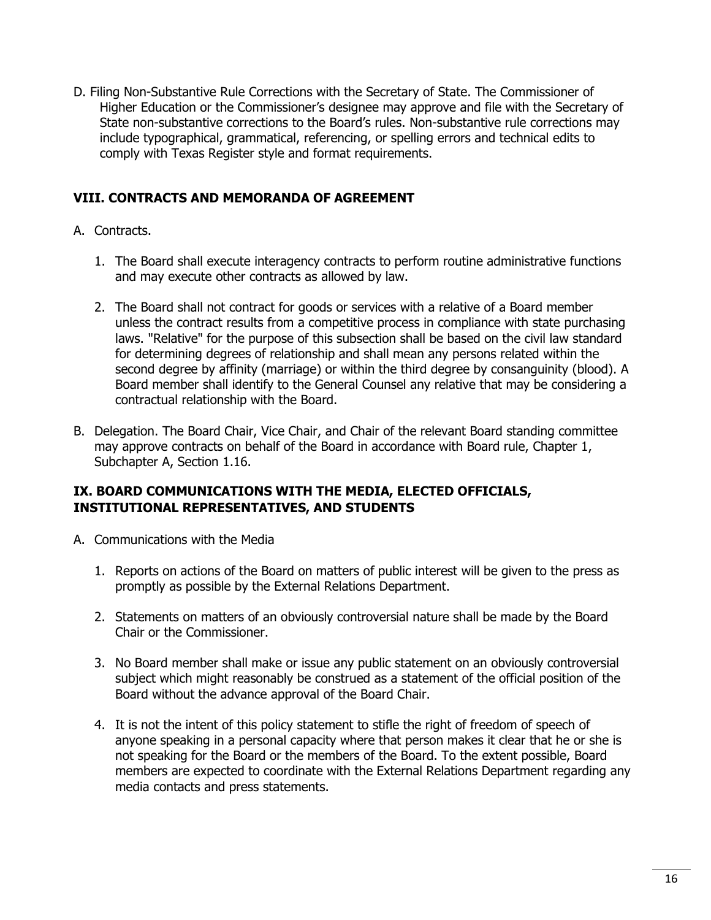D. Filing Non-Substantive Rule Corrections with the Secretary of State. The Commissioner of Higher Education or the Commissioner's designee may approve and file with the Secretary of State non-substantive corrections to the Board's rules. Non-substantive rule corrections may include typographical, grammatical, referencing, or spelling errors and technical edits to comply with Texas Register style and format requirements.

## VIII. CONTRACTS AND MEMORANDA OF AGREEMENT

A. Contracts.

1. The Board shall execute interagency contracts to perform routine administrative functions and may execute other contracts as allowed by law.

2. The Board shall not contract for goods or services with a relative of a Board member unless the contract results from a competitive process in compliance with state purchasing laws. "Relative" for the purpose of this subsection shall be based on the civil law standard for determining degrees of relationship and shall mean any persons related within the second degree by affinity (marriage) or within the third degree by consanguinity (blood). A Board member shall identify to the General Counsel any relative that may be considering a contractual relationship with the Board.

B. Delegation. The Board Chair, Vice Chair, and Chair of the relevant Board standing committee may approve contracts on behalf of the Board in accordance with Board rule, Chapter 1, Subchapter A, Section 1.16.

## IX. BOARD COMMUNICATIONS WITH THE MEDIA, ELECTED OFFICIALS, INSTITUTIONAL REPRESENTATIVES, AND STUDENTS

A. Communications with the Media

1. Reports on actions of the Board on matters of public interest will be given to the press as promptly as possible by the External Relations Department.

2. Statements on matters of an obviously controversial nature shall be made by the Board Chair or the Commissioner.

3. No Board member shall make or issue any public statement on an obviously controversial subject which might reasonably be construed as a statement of the official position of the Board without the advance approval of the Board Chair.

4. It is not the intent of this policy statement to stifle the right of freedom of speech of anyone speaking in a personal capacity where that person makes it clear that he or she is not speaking for the Board or the members of the Board. To the extent possible, Board members are expected to coordinate with the External Relations Department regarding any media contacts and press statements.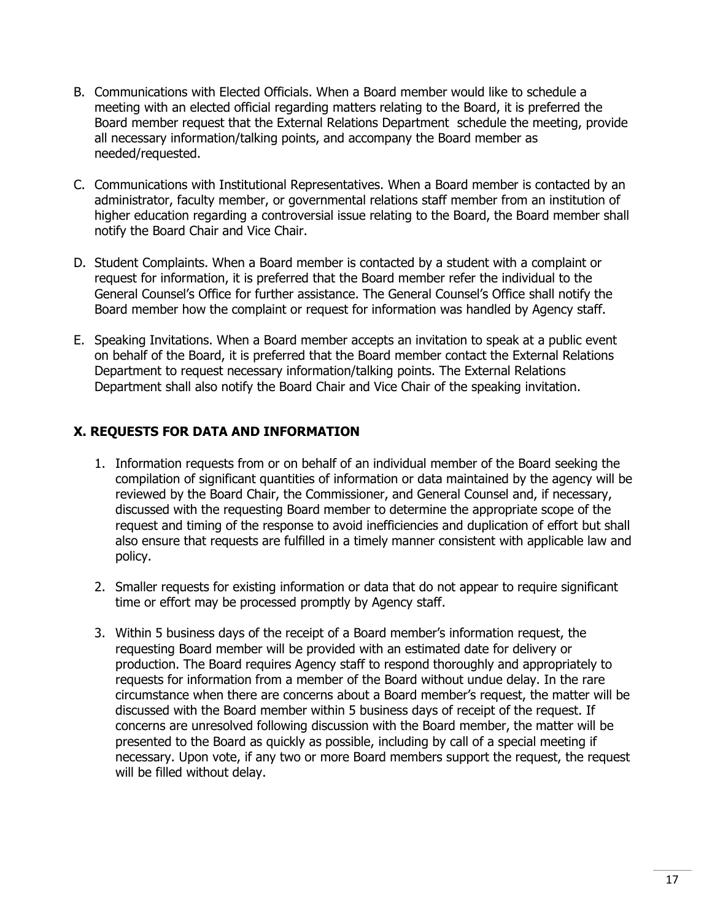B. Communications with Elected Officials. When a Board member would like to schedule a meeting with an elected official regarding matters relating to the Board, it is preferred the Board member request that the External Relations Department schedule the meeting, provide all necessary information/talking points, and accompany the Board member as needed/requested.

C. Communications with Institutional Representatives. When a Board member is contacted by an administrator, faculty member, or governmental relations staff member from an institution of higher education regarding a controversial issue relating to the Board, the Board member shall notify the Board Chair and Vice Chair.

D. Student Complaints. When a Board member is contacted by a student with a complaint or request for information, it is preferred that the Board member refer the individual to the General Counsel's Office for further assistance. The General Counsel's Office shall notify the Board member how the complaint or request for information was handled by Agency staff.

E. Speaking Invitations. When a Board member accepts an invitation to speak at a public event on behalf of the Board, it is preferred that the Board member contact the External Relations Department to request necessary information/talking points. The External Relations Department shall also notify the Board Chair and Vice Chair of the speaking invitation.

## X. REQUESTS FOR DATA AND INFORMATION

1. Information requests from or on behalf of an individual member of the Board seeking the compilation of significant quantities of information or data maintained by the agency will be reviewed by the Board Chair, the Commissioner, and General Counsel and, if necessary, discussed with the requesting Board member to determine the appropriate scope of the request and timing of the response to avoid inefficiencies and duplication of effort but shall also ensure that requests are fulfilled in a timely manner consistent with applicable law and policy.

2. Smaller requests for existing information or data that do not appear to require significant time or effort may be processed promptly by Agency staff.

3. Within 5 business days of the receipt of a Board member's information request, the requesting Board member will be provided with an estimated date for delivery or production. The Board requires Agency staff to respond thoroughly and appropriately to requests for information from a member of the Board without undue delay. In the rare circumstance when there are concerns about a Board member's request, the matter will be discussed with the Board member within 5 business days of receipt of the request. If concerns are unresolved following discussion with the Board member, the matter will be presented to the Board as quickly as possible, including by call of a special meeting if necessary. Upon vote, if any two or more Board members support the request, the request will be filled without delay.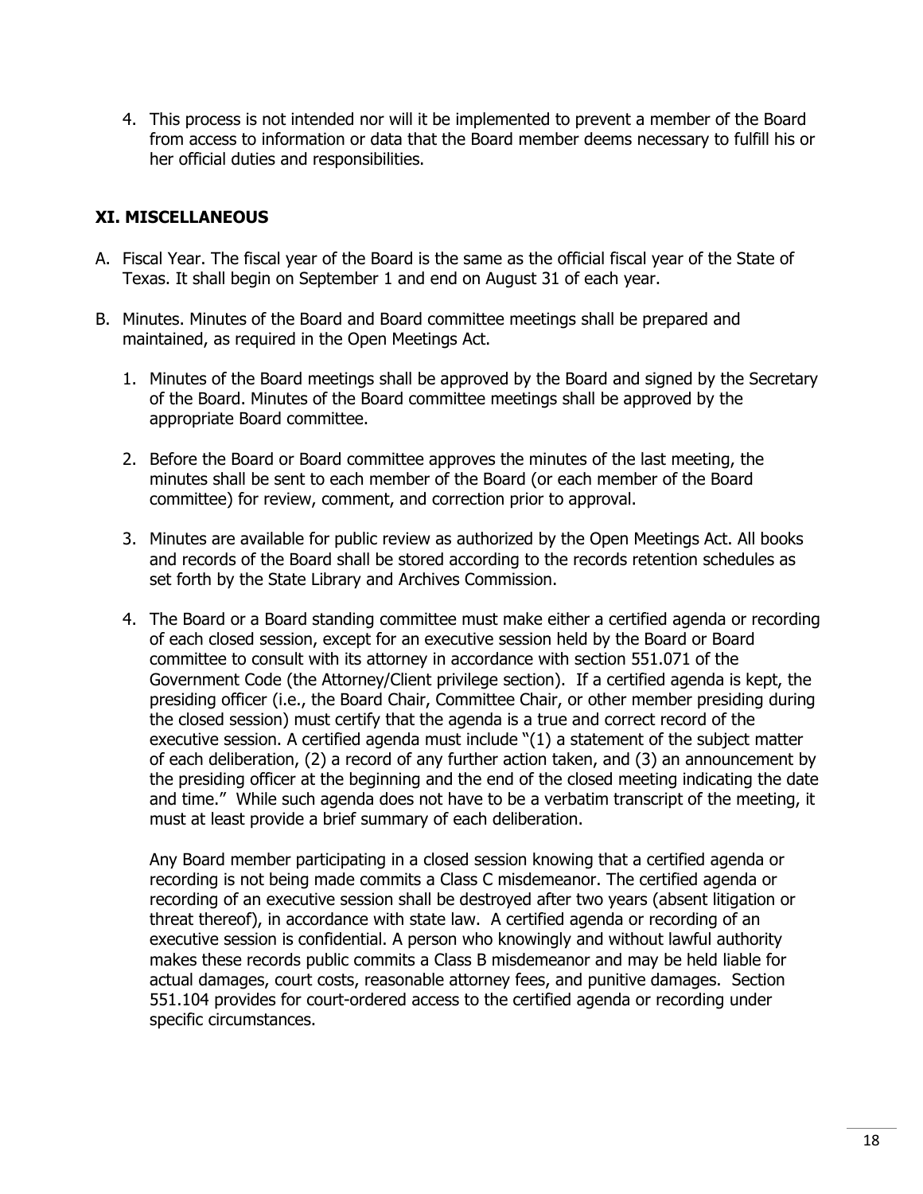4. This process is not intended nor will it be implemented to prevent a member of the Board from access to information or data that the Board member deems necessary to fulfill his or her official duties and responsibilities.

## XI. MISCELLANEOUS

A. Fiscal Year. The fiscal year of the Board is the same as the official fiscal year of the State of Texas. It shall begin on September 1 and end on August 31 of each year.

B. Minutes. Minutes of the Board and Board committee meetings shall be prepared and maintained, as required in the Open Meetings Act.

   1. Minutes of the Board meetings shall be approved by the Board and signed by the Secretary of the Board. Minutes of the Board committee meetings shall be approved by the appropriate Board committee.

   2. Before the Board or Board committee approves the minutes of the last meeting, the minutes shall be sent to each member of the Board (or each member of the Board committee) for review, comment, and correction prior to approval.

   3. Minutes are available for public review as authorized by the Open Meetings Act. All books and records of the Board shall be stored according to the records retention schedules as set forth by the State Library and Archives Commission.

   4. The Board or a Board standing committee must make either a certified agenda or recording of each closed session, except for an executive session held by the Board or Board committee to consult with its attorney in accordance with section 551.071 of the Government Code (the Attorney/Client privilege section). If a certified agenda is kept, the presiding officer (i.e., the Board Chair, Committee Chair, or other member presiding during the closed session) must certify that the agenda is a true and correct record of the executive session. A certified agenda must include "(1) a statement of the subject matter of each deliberation, (2) a record of any further action taken, and (3) an announcement by the presiding officer at the beginning and the end of the closed meeting indicating the date and time." While such agenda does not have to be a verbatim transcript of the meeting, it must at least provide a brief summary of each deliberation.

      Any Board member participating in a closed session knowing that a certified agenda or recording is not being made commits a Class C misdemeanor. The certified agenda or recording of an executive session shall be destroyed after two years (absent litigation or threat thereof), in accordance with state law. A certified agenda or recording of an executive session is confidential. A person who knowingly and without lawful authority makes these records public commits a Class B misdemeanor and may be held liable for actual damages, court costs, reasonable attorney fees, and punitive damages. Section 551.104 provides for court-ordered access to the certified agenda or recording under specific circumstances.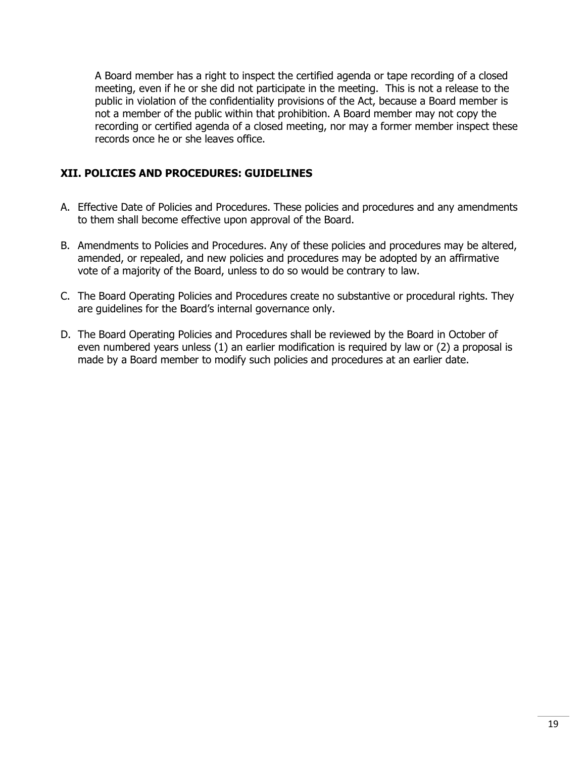A Board member has a right to inspect the certified agenda or tape recording of a closed meeting, even if he or she did not participate in the meeting. This is not a release to the public in violation of the confidentiality provisions of the Act, because a Board member is not a member of the public within that prohibition. A Board member may not copy the recording or certified agenda of a closed meeting, nor may a former member inspect these records once he or she leaves office.

## XII. POLICIES AND PROCEDURES: GUIDELINES

A. Effective Date of Policies and Procedures. These policies and procedures and any amendments to them shall become effective upon approval of the Board.

B. Amendments to Policies and Procedures. Any of these policies and procedures may be altered, amended, or repealed, and new policies and procedures may be adopted by an affirmative vote of a majority of the Board, unless to do so would be contrary to law.

C. The Board Operating Policies and Procedures create no substantive or procedural rights. They are guidelines for the Board's internal governance only.

D. The Board Operating Policies and Procedures shall be reviewed by the Board in October of even numbered years unless (1) an earlier modification is required by law or (2) a proposal is made by a Board member to modify such policies and procedures at an earlier date.